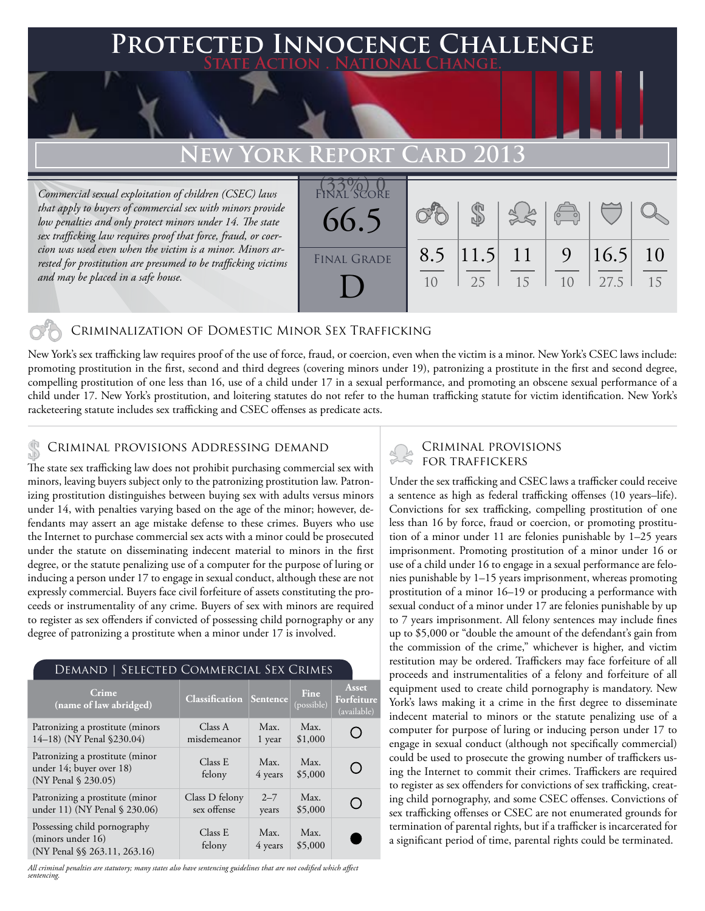# Protected Innocence Challenge

State Action . National Change.

## New York Report Card 2013

*Commercial sexual exploitation of children (CSEC) laws that apply to buyers of commercial sex with minors provide low penalties and only protect minors under 14. The state sex trafficking law requires proof that force, fraud, or coercion was used even when the victim is a minor. Minors arrested for prostitution are presumed to be trafficking victims and may be placed in a safe house.*

Final Score: 66.5

Final Grade: D

| Criminalization of Domestic Minor Sex Trafficking | Criminal Provisions Addressing Demand | Criminal Provisions for Traffickers | Criminal Provisions for Facilitators | Protective Provisions for the Child Victims | Criminal Justice Tools for Investigation and Prosecution |
|---|---|---|---|---|---|
| 8.5 / 10 | 11.5 / 25 | 11 / 15 | 9 / 10 | 16.5 / 27.5 | 10 / 15 |

### Criminalization of Domestic Minor Sex Trafficking

New York's sex trafficking law requires proof of the use of force, fraud, or coercion, even when the victim is a minor. New York's CSEC laws include: promoting prostitution in the first, second and third degrees (covering minors under 19), patronizing a prostitute in the first and second degree, compelling prostitution of one less than 16, use of a child under 17 in a sexual performance, and promoting an obscene sexual performance of a child under 17. New York's prostitution, and loitering statutes do not refer to the human trafficking statute for victim identification. New York's racketeering statute includes sex trafficking and CSEC offenses as predicate acts.

### Criminal provisions Addressing demand

The state sex trafficking law does not prohibit purchasing commercial sex with minors, leaving buyers subject only to the patronizing prostitution law. Patronizing prostitution distinguishes between buying sex with adults versus minors under 14, with penalties varying based on the age of the minor; however, defendants may assert an age mistake defense to these crimes. Buyers who use the Internet to purchase commercial sex acts with a minor could be prosecuted under the statute on disseminating indecent material to minors in the first degree, or the statute penalizing use of a computer for the purpose of luring or inducing a person under 17 to engage in sexual conduct, although these are not expressly commercial. Buyers face civil forfeiture of assets constituting the proceeds or instrumentality of any crime. Buyers of sex with minors are required to register as sex offenders if convicted of possessing child pornography or any degree of patronizing a prostitute when a minor under 17 is involved.

#### Demand | Selected Commercial Sex Crimes

| Crime (name of law abridged) | Classification | Sentence | Fine (possible) | Asset Forfeiture (available) |
|---|---|---|---|---|
| Patronizing a prostitute (minors 14–18) (NY Penal §230.04) | Class A misdemeanor | Max. 1 year | Max. $1,000 | ○ |
| Patronizing a prostitute (minor under 14; buyer over 18) (NY Penal § 230.05) | Class E felony | Max. 4 years | Max. $5,000 | ○ |
| Patronizing a prostitute (minor under 11) (NY Penal § 230.06) | Class D felony sex offense | 2–7 years | Max. $5,000 | ○ |
| Possessing child pornography (minors under 16) (NY Penal §§ 263.11, 263.16) | Class E felony | Max. 4 years | Max. $5,000 | ● |

*All criminal penalties are statutory; many states also have sentencing guidelines that are not codified which affect sentencing.*

### Criminal provisions for traffickers

Under the sex trafficking and CSEC laws a trafficker could receive a sentence as high as federal trafficking offenses (10 years–life). Convictions for sex trafficking, compelling prostitution of one less than 16 by force, fraud or coercion, or promoting prostitution of a minor under 11 are felonies punishable by 1–25 years imprisonment. Promoting prostitution of a minor under 16 or use of a child under 16 to engage in a sexual performance are felonies punishable by 1–15 years imprisonment, whereas promoting prostitution of a minor 16–19 or producing a performance with sexual conduct of a minor under 17 are felonies punishable by up to 7 years imprisonment. All felony sentences may include fines up to $5,000 or "double the amount of the defendant's gain from the commission of the crime," whichever is higher, and victim restitution may be ordered. Traffickers may face forfeiture of all proceeds and instrumentalities of a felony and forfeiture of all equipment used to create child pornography is mandatory. New York's laws making it a crime in the first degree to disseminate indecent material to minors or the statute penalizing use of a computer for purpose of luring or inducing person under 17 to engage in sexual conduct (although not specifically commercial) could be used to prosecute the growing number of traffickers using the Internet to commit their crimes. Traffickers are required to register as sex offenders for convictions of sex trafficking, creating child pornography, and some CSEC offenses. Convictions of sex trafficking offenses or CSEC are not enumerated grounds for termination of parental rights, but if a trafficker is incarcerated for a significant period of time, parental rights could be terminated.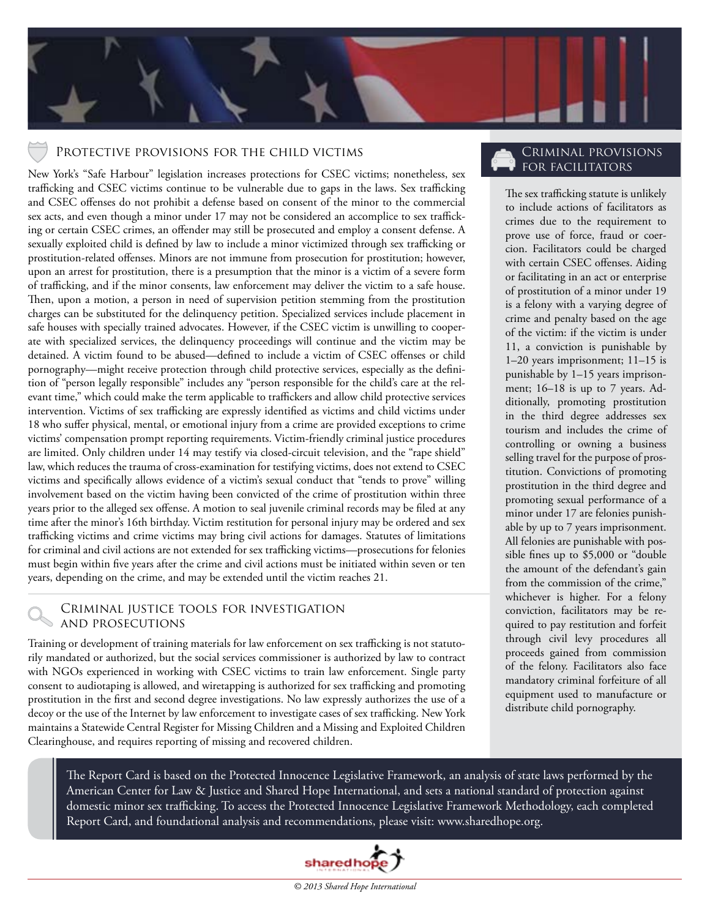## Protective provisions for the child victims

New York's "Safe Harbour" legislation increases protections for CSEC victims; nonetheless, sex trafficking and CSEC victims continue to be vulnerable due to gaps in the laws. Sex trafficking and CSEC offenses do not prohibit a defense based on consent of the minor to the commercial sex acts, and even though a minor under 17 may not be considered an accomplice to sex trafficking or certain CSEC crimes, an offender may still be prosecuted and employ a consent defense. A sexually exploited child is defined by law to include a minor victimized through sex trafficking or prostitution-related offenses. Minors are not immune from prosecution for prostitution; however, upon an arrest for prostitution, there is a presumption that the minor is a victim of a severe form of trafficking, and if the minor consents, law enforcement may deliver the victim to a safe house. Then, upon a motion, a person in need of supervision petition stemming from the prostitution charges can be substituted for the delinquency petition. Specialized services include placement in safe houses with specially trained advocates. However, if the CSEC victim is unwilling to cooperate with specialized services, the delinquency proceedings will continue and the victim may be detained. A victim found to be abused—defined to include a victim of CSEC offenses or child pornography—might receive protection through child protective services, especially as the definition of "person legally responsible" includes any "person responsible for the child's care at the relevant time," which could make the term applicable to traffickers and allow child protective services intervention. Victims of sex trafficking are expressly identified as victims and child victims under 18 who suffer physical, mental, or emotional injury from a crime are provided exceptions to crime victims' compensation prompt reporting requirements. Victim-friendly criminal justice procedures are limited. Only children under 14 may testify via closed-circuit television, and the "rape shield" law, which reduces the trauma of cross-examination for testifying victims, does not extend to CSEC victims and specifically allows evidence of a victim's sexual conduct that "tends to prove" willing involvement based on the victim having been convicted of the crime of prostitution within three years prior to the alleged sex offense. A motion to seal juvenile criminal records may be filed at any time after the minor's 16th birthday. Victim restitution for personal injury may be ordered and sex trafficking victims and crime victims may bring civil actions for damages. Statutes of limitations for criminal and civil actions are not extended for sex trafficking victims—prosecutions for felonies must begin within five years after the crime and civil actions must be initiated within seven or ten years, depending on the crime, and may be extended until the victim reaches 21.

## Criminal justice tools for investigation and prosecutions

Training or development of training materials for law enforcement on sex trafficking is not statutorily mandated or authorized, but the social services commissioner is authorized by law to contract with NGOs experienced in working with CSEC victims to train law enforcement. Single party consent to audiotaping is allowed, and wiretapping is authorized for sex trafficking and promoting prostitution in the first and second degree investigations. No law expressly authorizes the use of a decoy or the use of the Internet by law enforcement to investigate cases of sex trafficking. New York maintains a Statewide Central Register for Missing Children and a Missing and Exploited Children Clearinghouse, and requires reporting of missing and recovered children.

## Criminal provisions for facilitators

The sex trafficking statute is unlikely to include actions of facilitators as crimes due to the requirement to prove use of force, fraud or coercion. Facilitators could be charged with certain CSEC offenses. Aiding or facilitating in an act or enterprise of prostitution of a minor under 19 is a felony with a varying degree of crime and penalty based on the age of the victim: if the victim is under 11, a conviction is punishable by 1–20 years imprisonment; 11–15 is punishable by 1–15 years imprisonment; 16–18 is up to 7 years. Additionally, promoting prostitution in the third degree addresses sex tourism and includes the crime of controlling or owning a business selling travel for the purpose of prostitution. Convictions of promoting prostitution in the third degree and promoting sexual performance of a minor under 17 are felonies punishable by up to 7 years imprisonment. All felonies are punishable with possible fines up to $5,000 or "double the amount of the defendant's gain from the commission of the crime," whichever is higher. For a felony conviction, facilitators may be required to pay restitution and forfeit through civil levy procedures all proceeds gained from commission of the felony. Facilitators also face mandatory criminal forfeiture of all equipment used to manufacture or distribute child pornography.

The Report Card is based on the Protected Innocence Legislative Framework, an analysis of state laws performed by the American Center for Law & Justice and Shared Hope International, and sets a national standard of protection against domestic minor sex trafficking. To access the Protected Innocence Legislative Framework Methodology, each completed Report Card, and foundational analysis and recommendations, please visit: www.sharedhope.org.

sharedhope INTERNATIONAL

*© 2013 Shared Hope International*